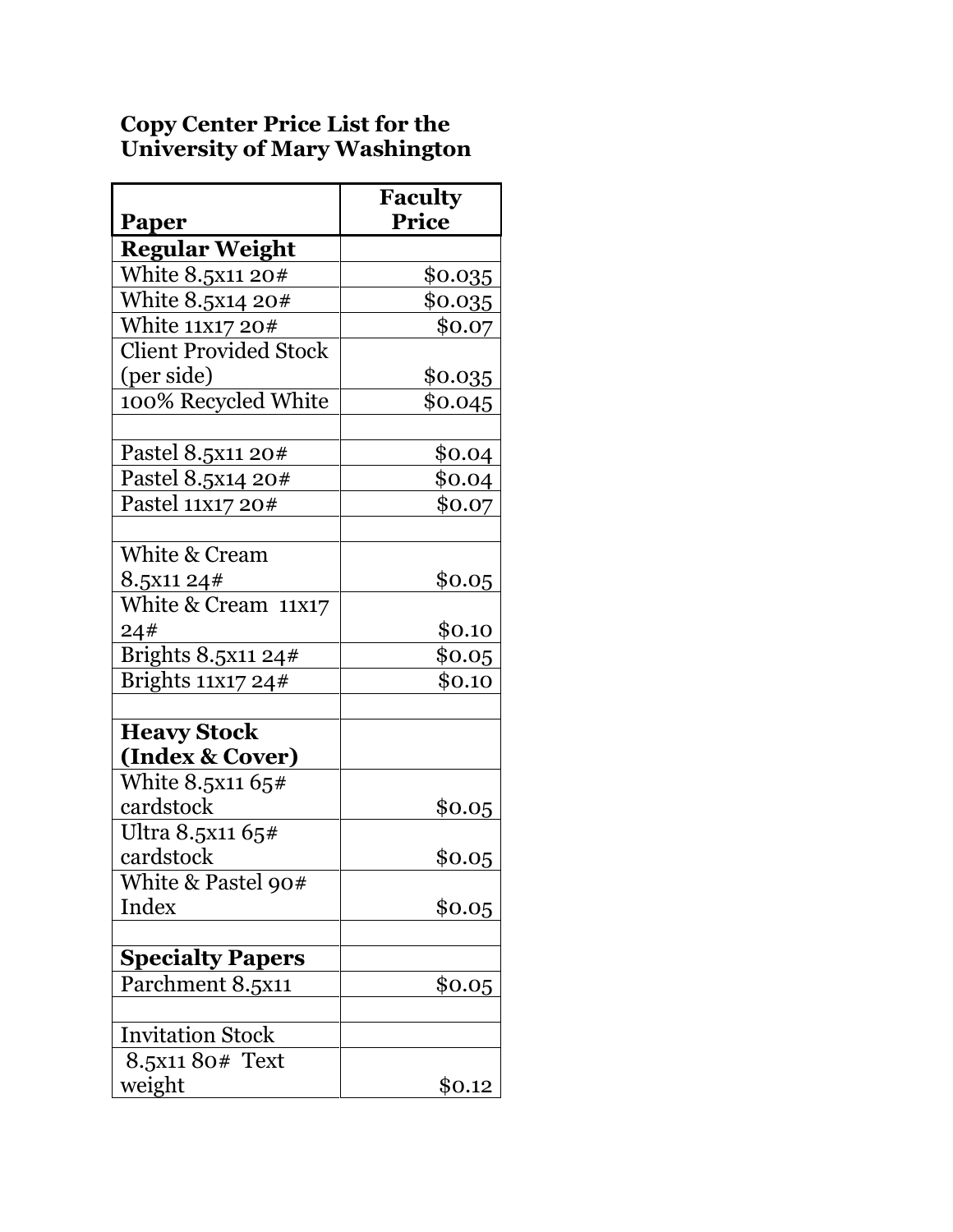**Copy Center Price List for the University of Mary Washington**

| Paper | Faculty Price |
|---|---|
| **Regular Weight** | |
| White 8.5x11 20# | $0.035 |
| White 8.5x14 20# | $0.035 |
| White 11x17 20# | $0.07 |
| Client Provided Stock (per side) | $0.035 |
| 100% Recycled White | $0.045 |
| | |
| Pastel 8.5x11 20# | $0.04 |
| Pastel 8.5x14 20# | $0.04 |
| Pastel 11x17 20# | $0.07 |
| | |
| White & Cream 8.5x11 24# | $0.05 |
| White & Cream 11x17 24# | $0.10 |
| Brights 8.5x11 24# | $0.05 |
| Brights 11x17 24# | $0.10 |
| | |
| **Heavy Stock (Index & Cover)** | |
| White 8.5x11 65# cardstock | $0.05 |
| Ultra 8.5x11 65# cardstock | $0.05 |
| White & Pastel 90# Index | $0.05 |
| | |
| **Specialty Papers** | |
| Parchment 8.5x11 | $0.05 |
| | |
| Invitation Stock | |
| 8.5x11 80# Text weight | $0.12 |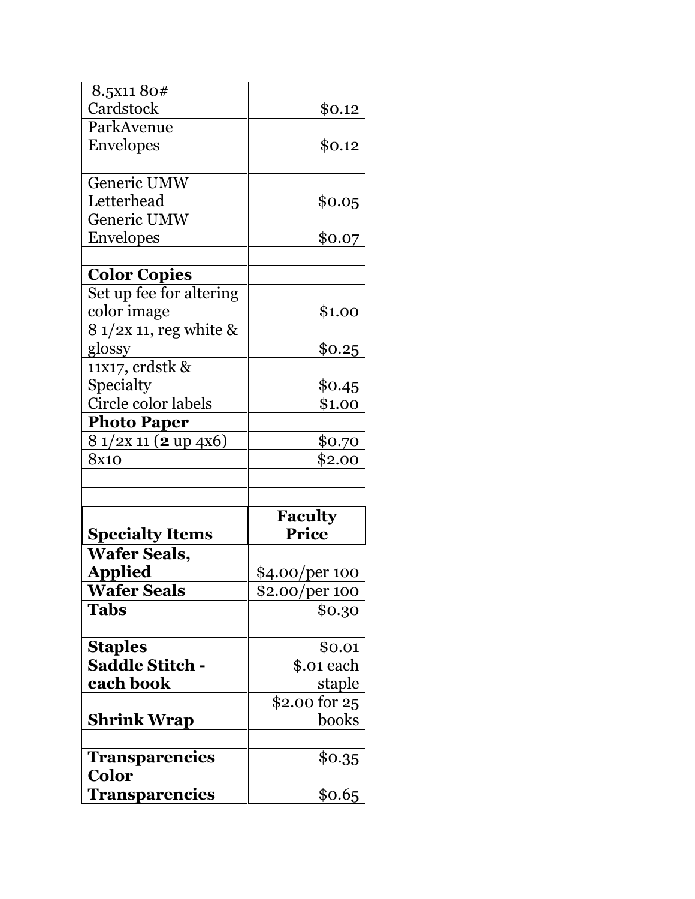| | |
|---|---|
| 8.5x11 80# Cardstock | $0.12 |
| ParkAvenue Envelopes | $0.12 |
| | |
| Generic UMW Letterhead | $0.05 |
| Generic UMW Envelopes | $0.07 |
| | |
| **Color Copies** | |
| Set up fee for altering color image | $1.00 |
| 8 1/2x 11, reg white & glossy | $0.25 |
| 11x17, crdstk & Specialty | $0.45 |
| Circle color labels | $1.00 |
| **Photo Paper** | |
| 8 1/2x 11 (**2** up 4x6) | $0.70 |
| 8x10 | $2.00 |
| | |
| | |

| **Specialty Items** | **Faculty Price** |
|---|---|
| **Wafer Seals, Applied** | $4.00/per 100 |
| **Wafer Seals** | $2.00/per 100 |
| **Tabs** | $0.30 |
| | |
| **Staples** | $0.01 |
| **Saddle Stitch - each book** | $.01 each staple |
| **Shrink Wrap** | $2.00 for 25 books |
| | |
| **Transparencies** | $0.35 |
| **Color Transparencies** | $0.65 |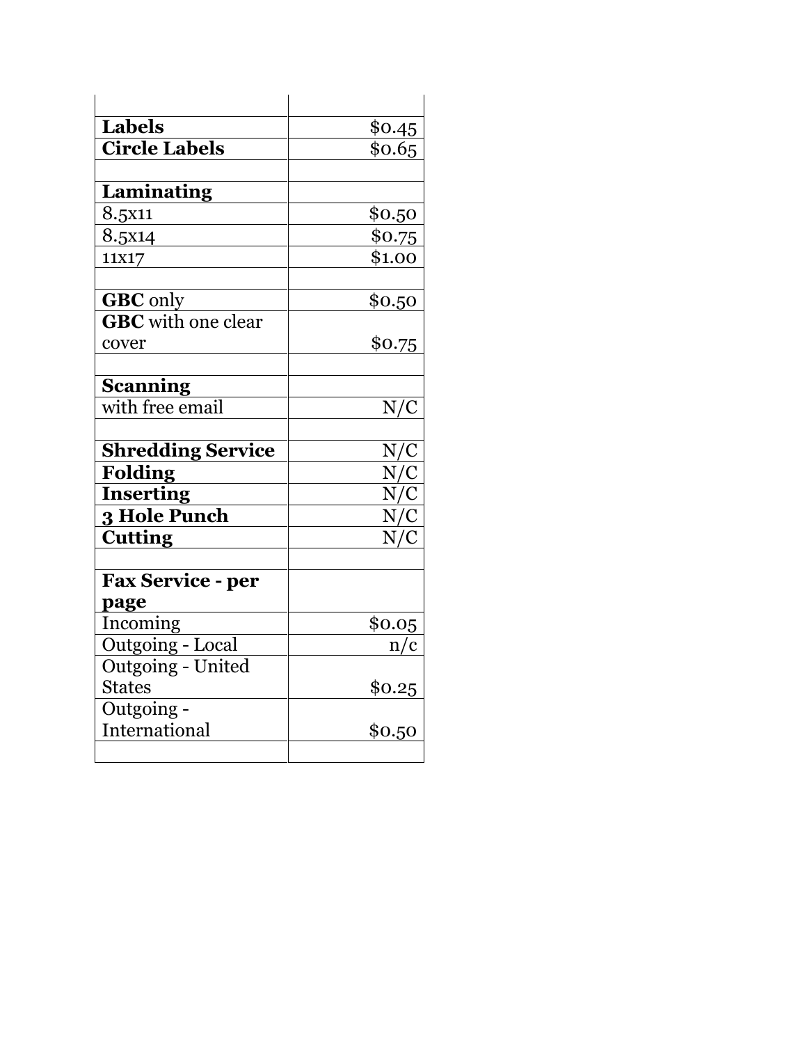| | |
|---|---|
| **Labels** | $0.45 |
| **Circle Labels** | $0.65 |
| | |
| **Laminating** | |
| 8.5x11 | $0.50 |
| 8.5x14 | $0.75 |
| 11x17 | $1.00 |
| | |
| **GBC** only | $0.50 |
| **GBC** with one clear cover | $0.75 |
| | |
| **Scanning** | |
| with free email | N/C |
| | |
| **Shredding Service** | N/C |
| **Folding** | N/C |
| **Inserting** | N/C |
| **3 Hole Punch** | N/C |
| **Cutting** | N/C |
| | |
| **Fax Service - per page** | |
| Incoming | $0.05 |
| Outgoing - Local | n/c |
| Outgoing - United States | $0.25 |
| Outgoing - International | $0.50 |
| | |